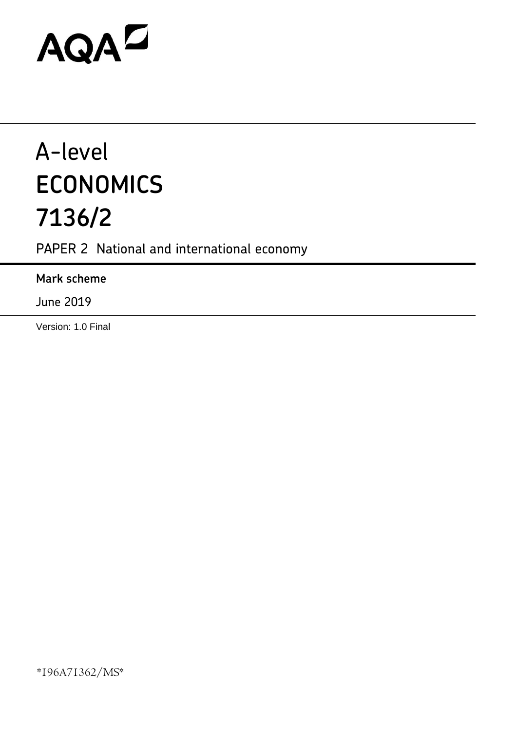AQA

# A-level
# ECONOMICS
# 7136/2

PAPER 2 National and international economy

**Mark scheme**

June 2019

Version: 1.0 Final

*196A71362/MS*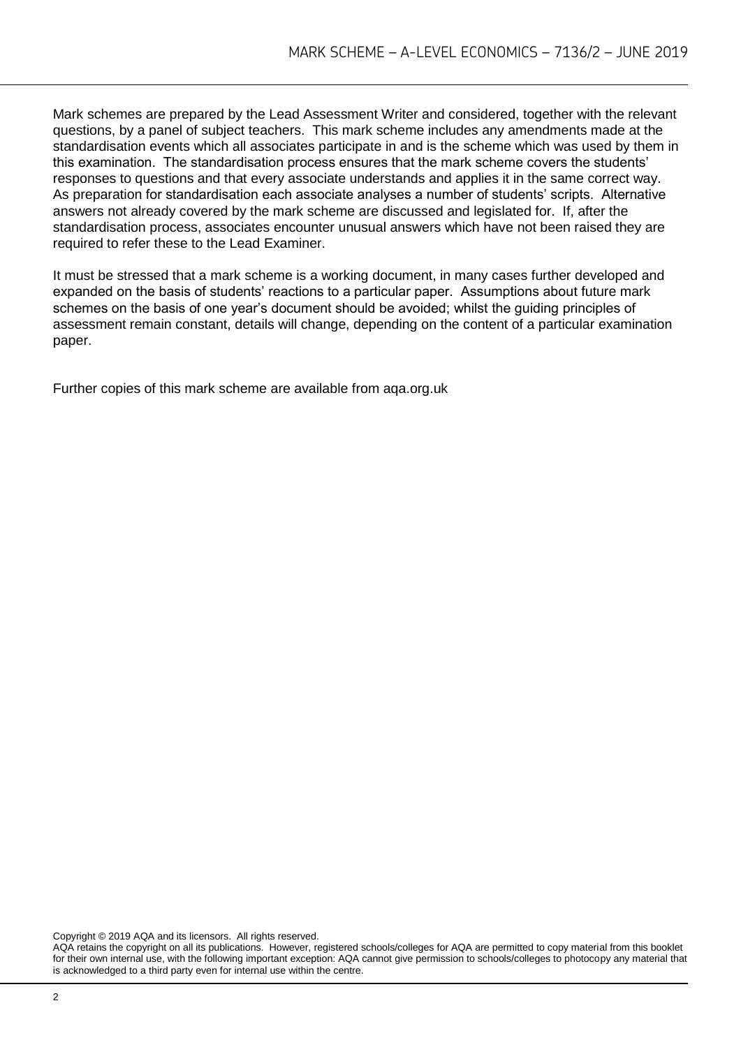Mark schemes are prepared by the Lead Assessment Writer and considered, together with the relevant questions, by a panel of subject teachers. This mark scheme includes any amendments made at the standardisation events which all associates participate in and is the scheme which was used by them in this examination. The standardisation process ensures that the mark scheme covers the students' responses to questions and that every associate understands and applies it in the same correct way. As preparation for standardisation each associate analyses a number of students' scripts. Alternative answers not already covered by the mark scheme are discussed and legislated for. If, after the standardisation process, associates encounter unusual answers which have not been raised they are required to refer these to the Lead Examiner.

It must be stressed that a mark scheme is a working document, in many cases further developed and expanded on the basis of students' reactions to a particular paper. Assumptions about future mark schemes on the basis of one year's document should be avoided; whilst the guiding principles of assessment remain constant, details will change, depending on the content of a particular examination paper.

Further copies of this mark scheme are available from aqa.org.uk

Copyright © 2019 AQA and its licensors. All rights reserved.
AQA retains the copyright on all its publications. However, registered schools/colleges for AQA are permitted to copy material from this booklet for their own internal use, with the following important exception: AQA cannot give permission to schools/colleges to photocopy any material that is acknowledged to a third party even for internal use within the centre.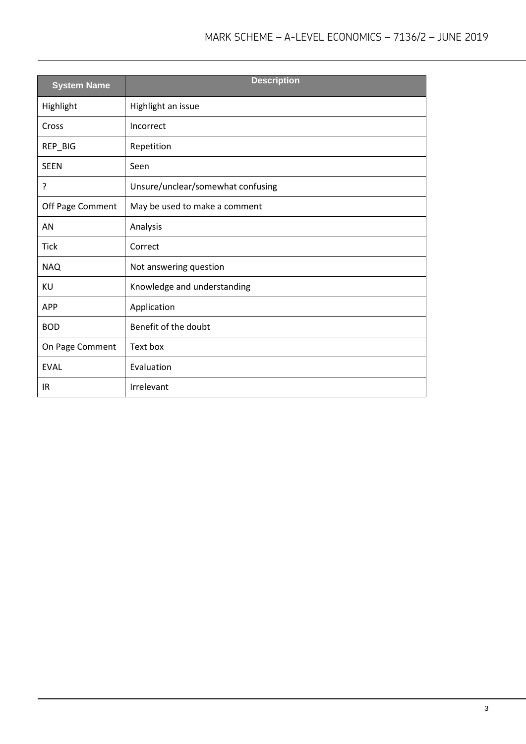| System Name | Description |
| --- | --- |
| Highlight | Highlight an issue |
| Cross | Incorrect |
| REP_BIG | Repetition |
| SEEN | Seen |
| ? | Unsure/unclear/somewhat confusing |
| Off Page Comment | May be used to make a comment |
| AN | Analysis |
| Tick | Correct |
| NAQ | Not answering question |
| KU | Knowledge and understanding |
| APP | Application |
| BOD | Benefit of the doubt |
| On Page Comment | Text box |
| EVAL | Evaluation |
| IR | Irrelevant |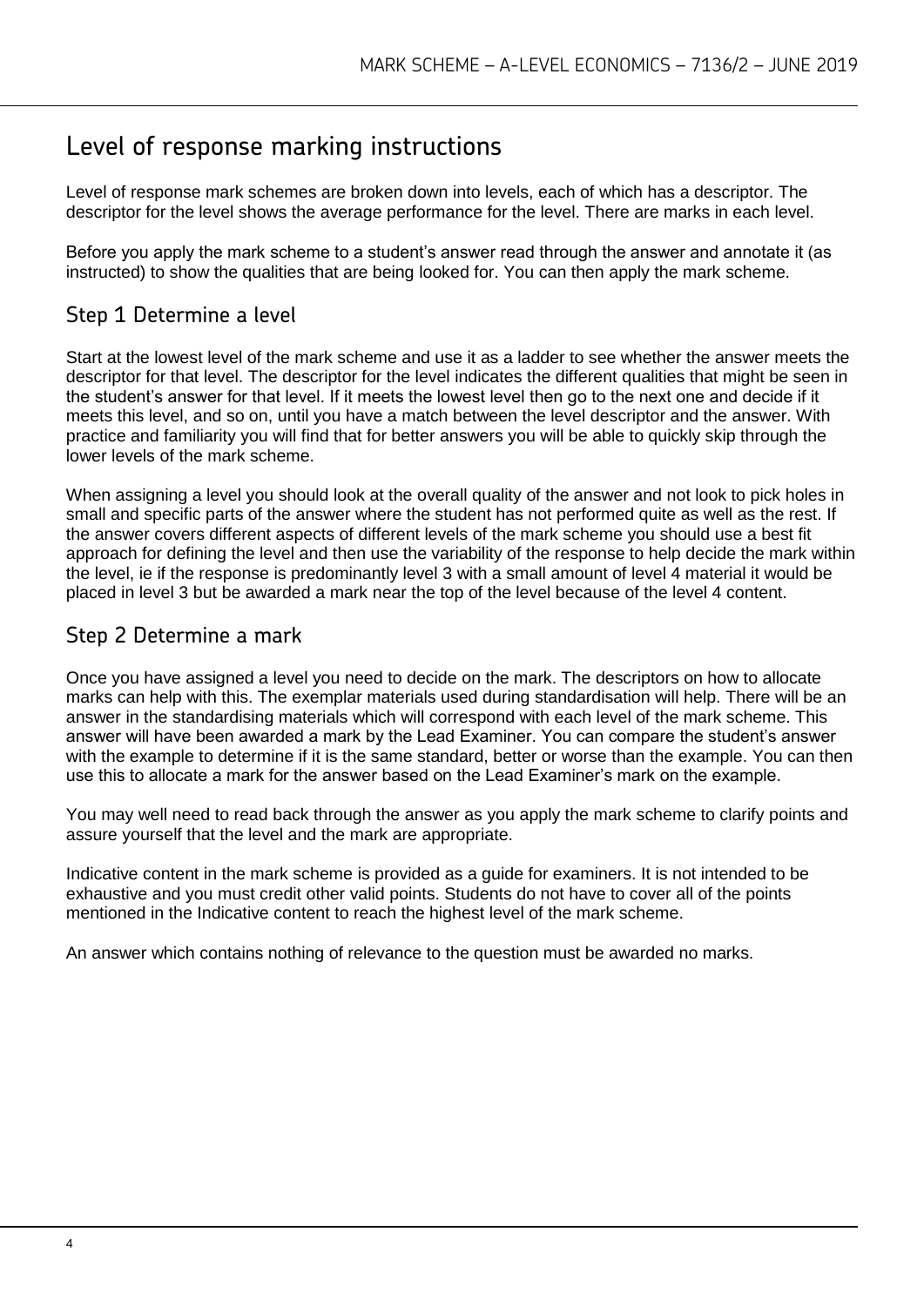# Level of response marking instructions

Level of response mark schemes are broken down into levels, each of which has a descriptor. The descriptor for the level shows the average performance for the level. There are marks in each level.

Before you apply the mark scheme to a student's answer read through the answer and annotate it (as instructed) to show the qualities that are being looked for. You can then apply the mark scheme.

## Step 1 Determine a level

Start at the lowest level of the mark scheme and use it as a ladder to see whether the answer meets the descriptor for that level. The descriptor for the level indicates the different qualities that might be seen in the student's answer for that level. If it meets the lowest level then go to the next one and decide if it meets this level, and so on, until you have a match between the level descriptor and the answer. With practice and familiarity you will find that for better answers you will be able to quickly skip through the lower levels of the mark scheme.

When assigning a level you should look at the overall quality of the answer and not look to pick holes in small and specific parts of the answer where the student has not performed quite as well as the rest. If the answer covers different aspects of different levels of the mark scheme you should use a best fit approach for defining the level and then use the variability of the response to help decide the mark within the level, ie if the response is predominantly level 3 with a small amount of level 4 material it would be placed in level 3 but be awarded a mark near the top of the level because of the level 4 content.

## Step 2 Determine a mark

Once you have assigned a level you need to decide on the mark. The descriptors on how to allocate marks can help with this. The exemplar materials used during standardisation will help. There will be an answer in the standardising materials which will correspond with each level of the mark scheme. This answer will have been awarded a mark by the Lead Examiner. You can compare the student's answer with the example to determine if it is the same standard, better or worse than the example. You can then use this to allocate a mark for the answer based on the Lead Examiner's mark on the example.

You may well need to read back through the answer as you apply the mark scheme to clarify points and assure yourself that the level and the mark are appropriate.

Indicative content in the mark scheme is provided as a guide for examiners. It is not intended to be exhaustive and you must credit other valid points. Students do not have to cover all of the points mentioned in the Indicative content to reach the highest level of the mark scheme.

An answer which contains nothing of relevance to the question must be awarded no marks.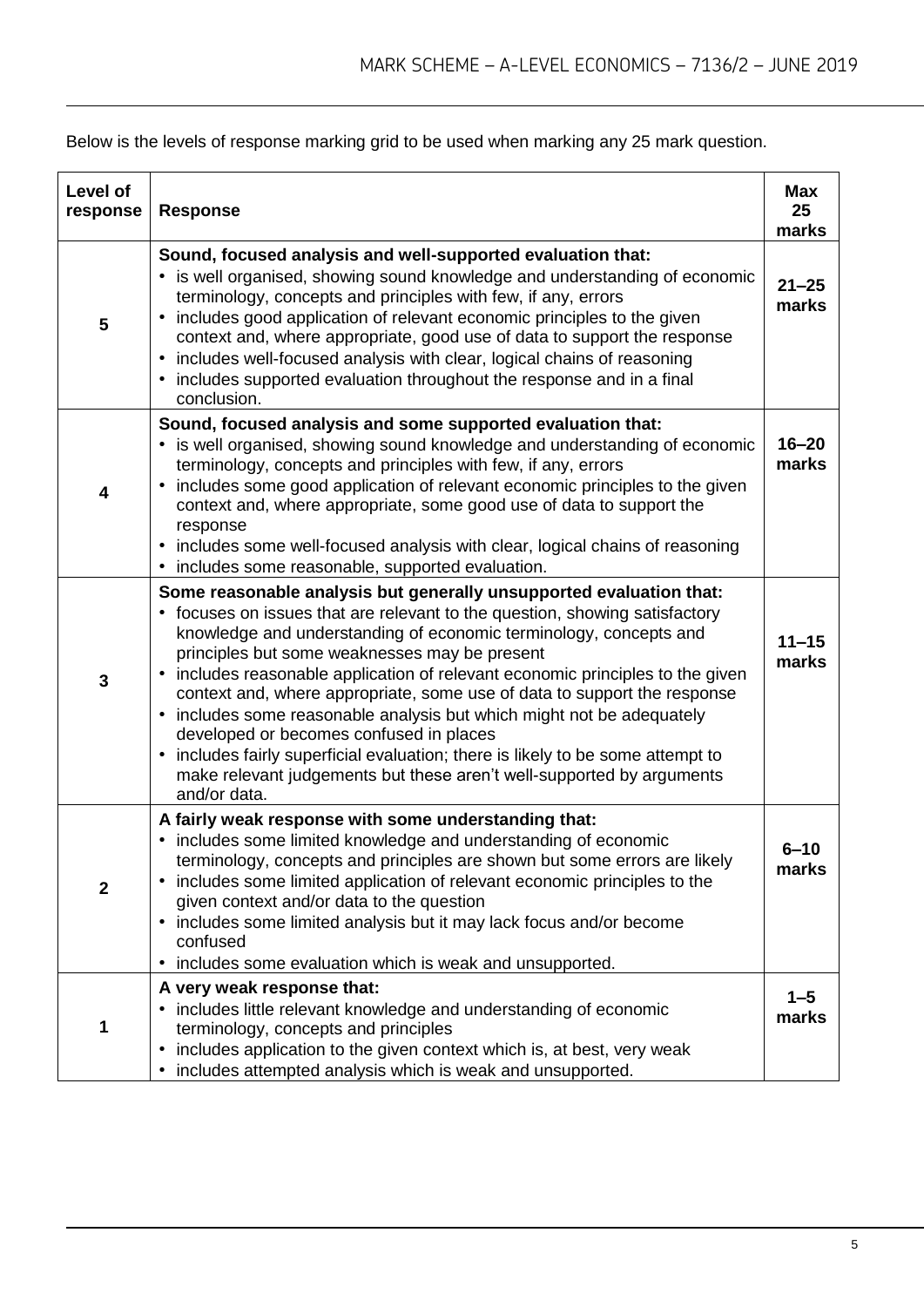Below is the levels of response marking grid to be used when marking any 25 mark question.

| Level of response | Response | Max 25 marks |
|---|---|---|
| 5 | **Sound, focused analysis and well-supported evaluation that:**<br>• is well organised, showing sound knowledge and understanding of economic terminology, concepts and principles with few, if any, errors<br>• includes good application of relevant economic principles to the given context and, where appropriate, good use of data to support the response<br>• includes well-focused analysis with clear, logical chains of reasoning<br>• includes supported evaluation throughout the response and in a final conclusion. | **21–25 marks** |
| 4 | **Sound, focused analysis and some supported evaluation that:**<br>• is well organised, showing sound knowledge and understanding of economic terminology, concepts and principles with few, if any, errors<br>• includes some good application of relevant economic principles to the given context and, where appropriate, some good use of data to support the response<br>• includes some well-focused analysis with clear, logical chains of reasoning<br>• includes some reasonable, supported evaluation. | **16–20 marks** |
| 3 | **Some reasonable analysis but generally unsupported evaluation that:**<br>• focuses on issues that are relevant to the question, showing satisfactory knowledge and understanding of economic terminology, concepts and principles but some weaknesses may be present<br>• includes reasonable application of relevant economic principles to the given context and, where appropriate, some use of data to support the response<br>• includes some reasonable analysis but which might not be adequately developed or becomes confused in places<br>• includes fairly superficial evaluation; there is likely to be some attempt to make relevant judgements but these aren't well-supported by arguments and/or data. | **11–15 marks** |
| 2 | **A fairly weak response with some understanding that:**<br>• includes some limited knowledge and understanding of economic terminology, concepts and principles are shown but some errors are likely<br>• includes some limited application of relevant economic principles to the given context and/or data to the question<br>• includes some limited analysis but it may lack focus and/or become confused<br>• includes some evaluation which is weak and unsupported. | **6–10 marks** |
| 1 | **A very weak response that:**<br>• includes little relevant knowledge and understanding of economic terminology, concepts and principles<br>• includes application to the given context which is, at best, very weak<br>• includes attempted analysis which is weak and unsupported. | **1–5 marks** |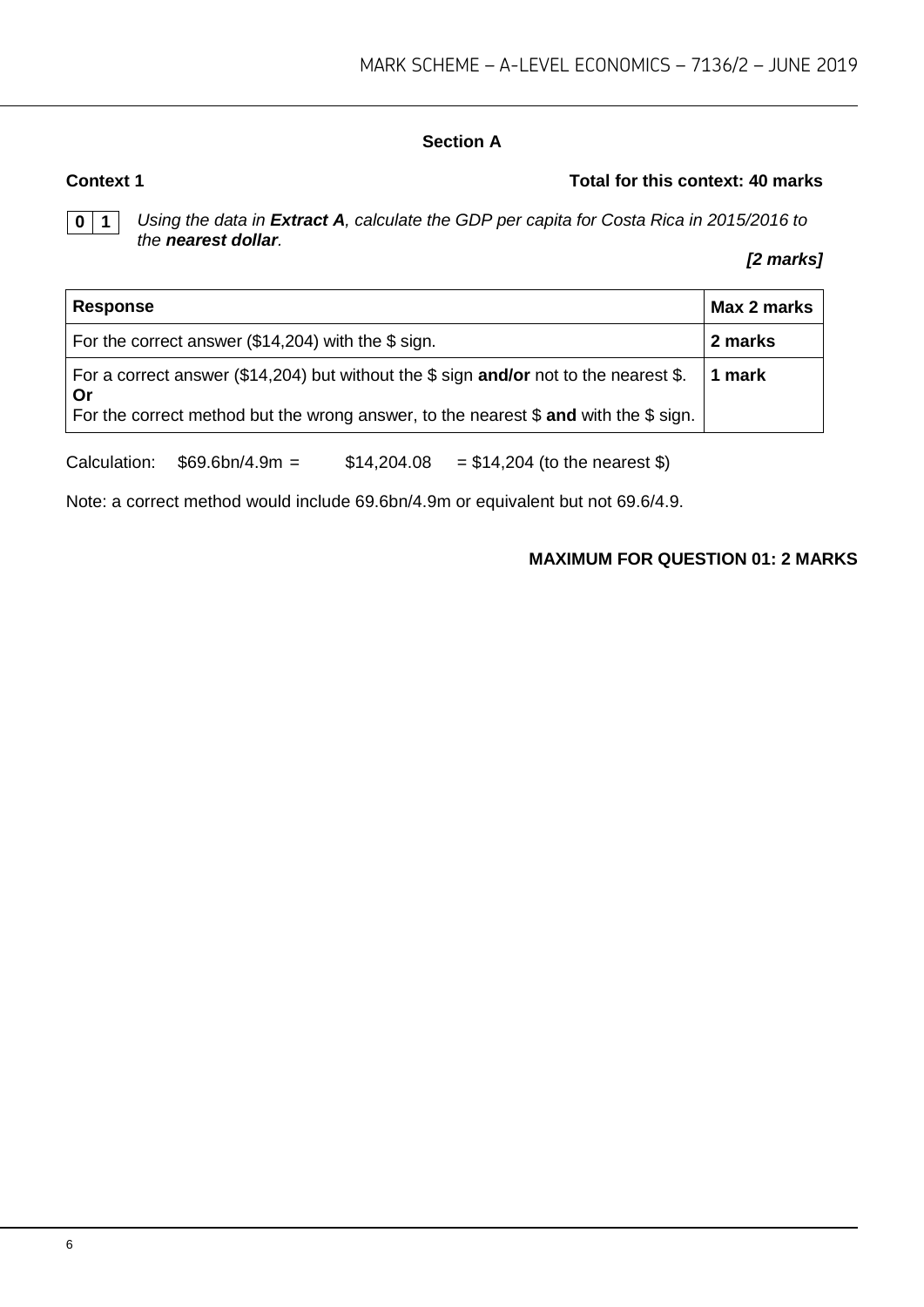## Section A

**Context 1** **Total for this context: 40 marks**

**0 1** *Using the data in **Extract A**, calculate the GDP per capita for Costa Rica in 2015/2016 to the **nearest dollar**.*

***[2 marks]***

| **Response** | **Max 2 marks** |
|---|---|
| For the correct answer ($14,204) with the $ sign. | **2 marks** |
| For a correct answer ($14,204) but without the $ sign **and/or** not to the nearest $. **Or** For the correct method but the wrong answer, to the nearest $ **and** with the $ sign. | **1 mark** |

Calculation: $69.6bn/4.9m = $14,204.08 = $14,204 (to the nearest $)

Note: a correct method would include 69.6bn/4.9m or equivalent but not 69.6/4.9.

**MAXIMUM FOR QUESTION 01: 2 MARKS**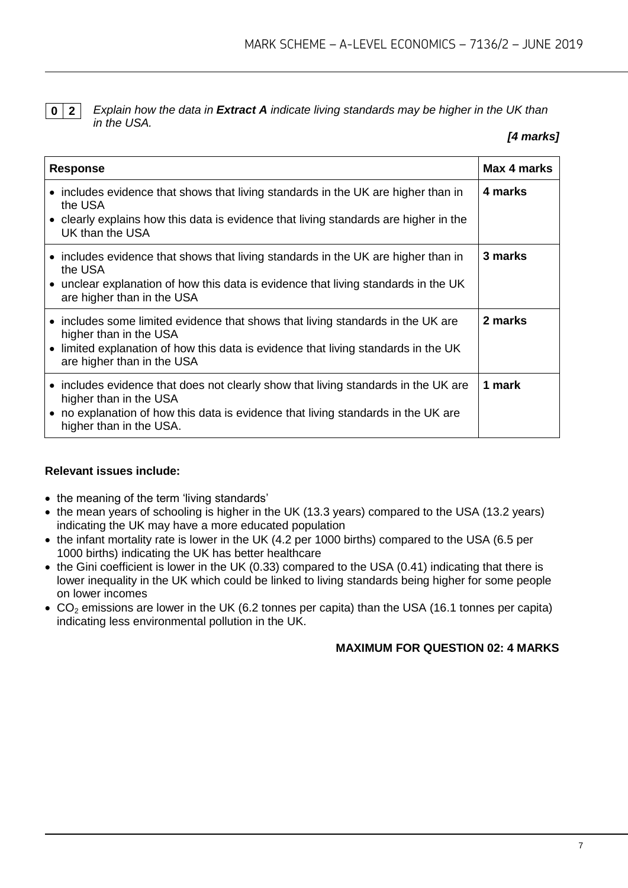**0 2** *Explain how the data in **Extract A** indicate living standards may be higher in the UK than in the USA.*

***[4 marks]***

| **Response** | **Max 4 marks** |
|---|---|
| • includes evidence that shows that living standards in the UK are higher than in the USA<br>• clearly explains how this data is evidence that living standards are higher in the UK than the USA | **4 marks** |
| • includes evidence that shows that living standards in the UK are higher than in the USA<br>• unclear explanation of how this data is evidence that living standards in the UK are higher than in the USA | **3 marks** |
| • includes some limited evidence that shows that living standards in the UK are higher than in the USA<br>• limited explanation of how this data is evidence that living standards in the UK are higher than in the USA | **2 marks** |
| • includes evidence that does not clearly show that living standards in the UK are higher than in the USA<br>• no explanation of how this data is evidence that living standards in the UK are higher than in the USA. | **1 mark** |

**Relevant issues include:**

- the meaning of the term 'living standards'
- the mean years of schooling is higher in the UK (13.3 years) compared to the USA (13.2 years) indicating the UK may have a more educated population
- the infant mortality rate is lower in the UK (4.2 per 1000 births) compared to the USA (6.5 per 1000 births) indicating the UK has better healthcare
- the Gini coefficient is lower in the UK (0.33) compared to the USA (0.41) indicating that there is lower inequality in the UK which could be linked to living standards being higher for some people on lower incomes
- $CO_2$ emissions are lower in the UK (6.2 tonnes per capita) than the USA (16.1 tonnes per capita) indicating less environmental pollution in the UK.

**MAXIMUM FOR QUESTION 02: 4 MARKS**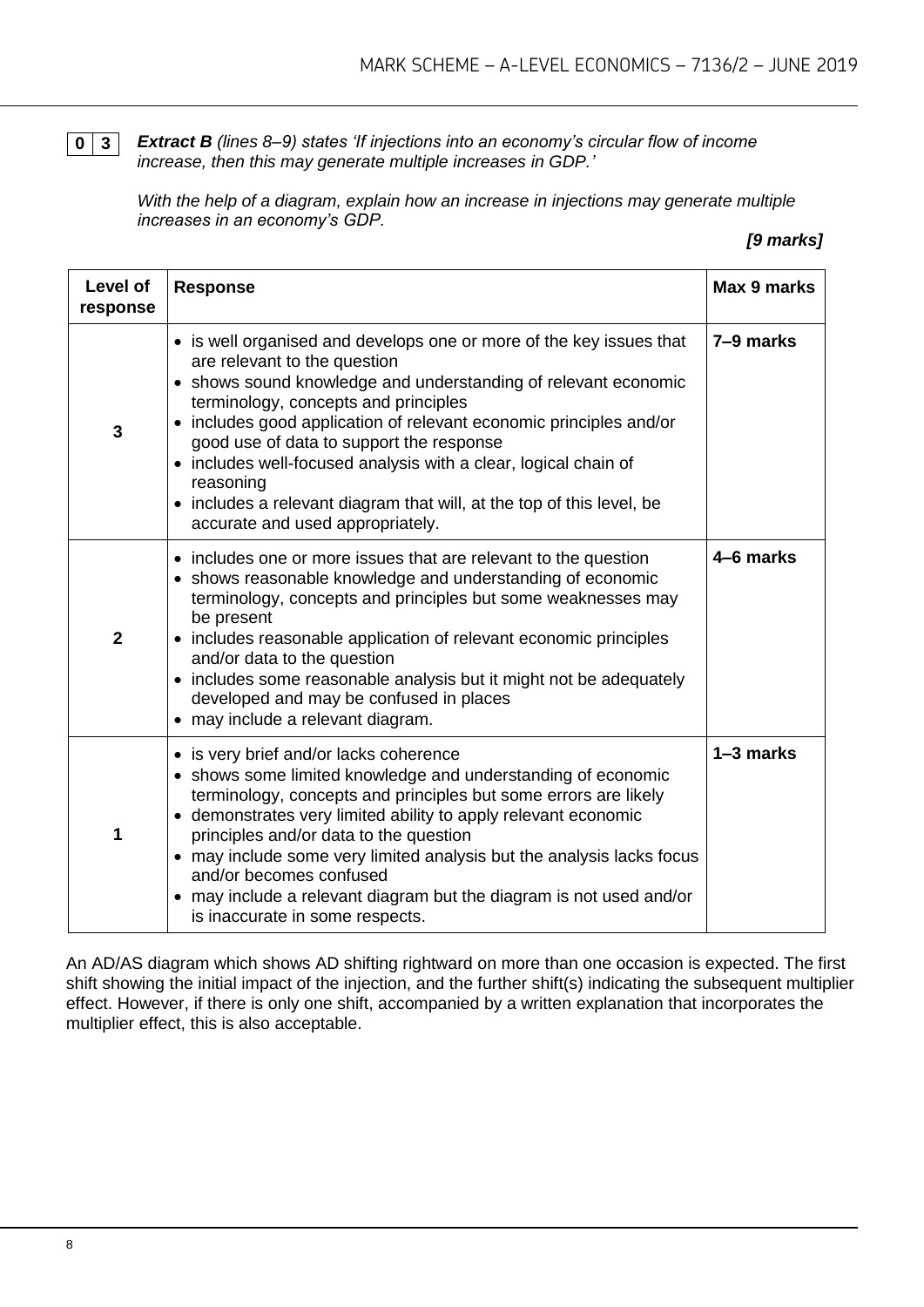**0 3** ***Extract B*** *(lines 8–9) states 'If injections into an economy's circular flow of income increase, then this may generate multiple increases in GDP.'*

*With the help of a diagram, explain how an increase in injections may generate multiple increases in an economy's GDP.*

***[9 marks]***

| Level of response | Response | Max 9 marks |
|---|---|---|
| 3 | • is well organised and develops one or more of the key issues that are relevant to the question<br>• shows sound knowledge and understanding of relevant economic terminology, concepts and principles<br>• includes good application of relevant economic principles and/or good use of data to support the response<br>• includes well-focused analysis with a clear, logical chain of reasoning<br>• includes a relevant diagram that will, at the top of this level, be accurate and used appropriately. | **7–9 marks** |
| 2 | • includes one or more issues that are relevant to the question<br>• shows reasonable knowledge and understanding of economic terminology, concepts and principles but some weaknesses may be present<br>• includes reasonable application of relevant economic principles and/or data to the question<br>• includes some reasonable analysis but it might not be adequately developed and may be confused in places<br>• may include a relevant diagram. | **4–6 marks** |
| 1 | • is very brief and/or lacks coherence<br>• shows some limited knowledge and understanding of economic terminology, concepts and principles but some errors are likely<br>• demonstrates very limited ability to apply relevant economic principles and/or data to the question<br>• may include some very limited analysis but the analysis lacks focus and/or becomes confused<br>• may include a relevant diagram but the diagram is not used and/or is inaccurate in some respects. | **1–3 marks** |

An AD/AS diagram which shows AD shifting rightward on more than one occasion is expected. The first shift showing the initial impact of the injection, and the further shift(s) indicating the subsequent multiplier effect. However, if there is only one shift, accompanied by a written explanation that incorporates the multiplier effect, this is also acceptable.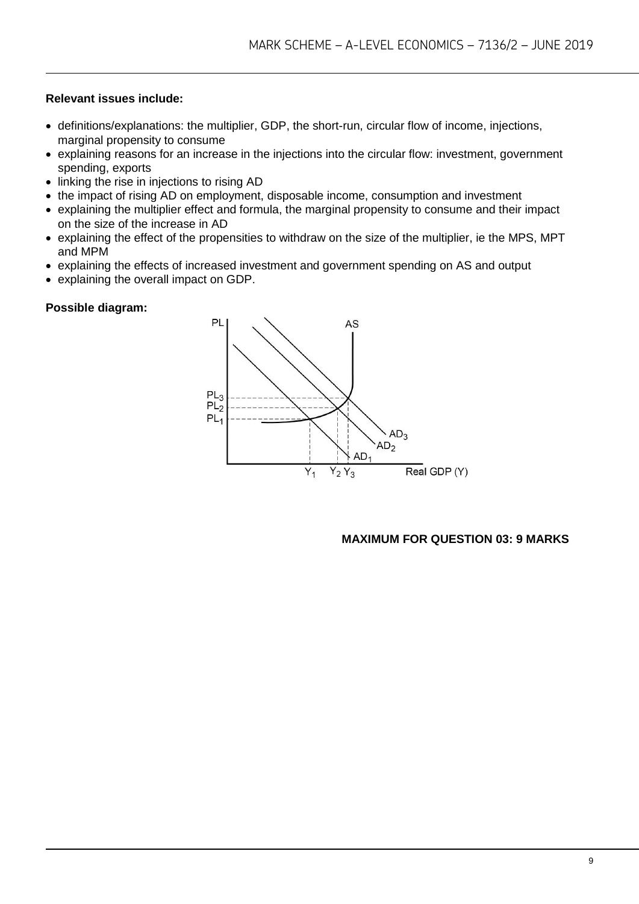**Relevant issues include:**

- definitions/explanations: the multiplier, GDP, the short-run, circular flow of income, injections, marginal propensity to consume
- explaining reasons for an increase in the injections into the circular flow: investment, government spending, exports
- linking the rise in injections to rising AD
- the impact of rising AD on employment, disposable income, consumption and investment
- explaining the multiplier effect and formula, the marginal propensity to consume and their impact on the size of the increase in AD
- explaining the effect of the propensities to withdraw on the size of the multiplier, ie the MPS, MPT and MPM
- explaining the effects of increased investment and government spending on AS and output
- explaining the overall impact on GDP.

**Possible diagram:**

**MAXIMUM FOR QUESTION 03: 9 MARKS**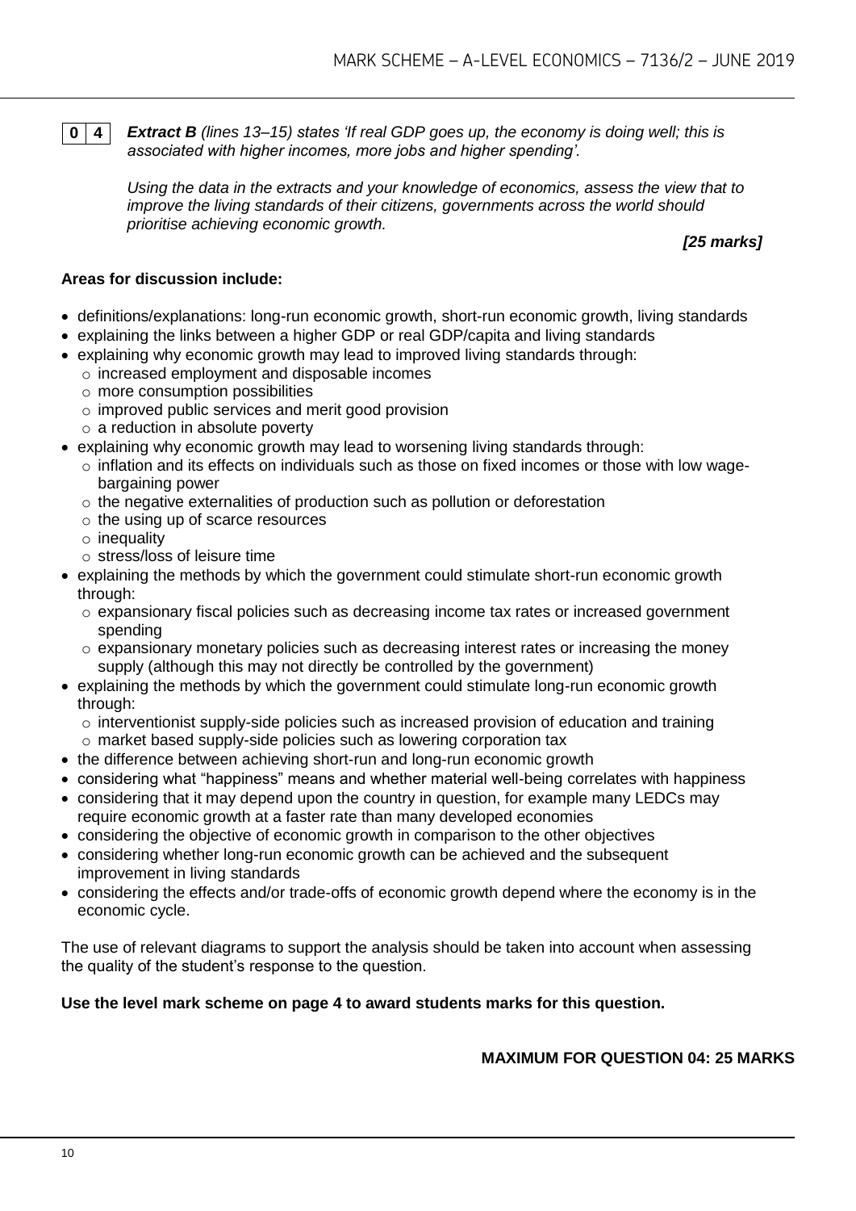**0 4** ***Extract B*** *(lines 13–15) states 'If real GDP goes up, the economy is doing well; this is associated with higher incomes, more jobs and higher spending'.*

*Using the data in the extracts and your knowledge of economics, assess the view that to improve the living standards of their citizens, governments across the world should prioritise achieving economic growth.*

***[25 marks]***

**Areas for discussion include:**

- definitions/explanations: long-run economic growth, short-run economic growth, living standards
- explaining the links between a higher GDP or real GDP/capita and living standards
- explaining why economic growth may lead to improved living standards through:
  - increased employment and disposable incomes
  - more consumption possibilities
  - improved public services and merit good provision
  - a reduction in absolute poverty
- explaining why economic growth may lead to worsening living standards through:
  - inflation and its effects on individuals such as those on fixed incomes or those with low wage-bargaining power
  - the negative externalities of production such as pollution or deforestation
  - the using up of scarce resources
  - inequality
  - stress/loss of leisure time
- explaining the methods by which the government could stimulate short-run economic growth through:
  - expansionary fiscal policies such as decreasing income tax rates or increased government spending
  - expansionary monetary policies such as decreasing interest rates or increasing the money supply (although this may not directly be controlled by the government)
- explaining the methods by which the government could stimulate long-run economic growth through:
  - interventionist supply-side policies such as increased provision of education and training
  - market based supply-side policies such as lowering corporation tax
- the difference between achieving short-run and long-run economic growth
- considering what "happiness" means and whether material well-being correlates with happiness
- considering that it may depend upon the country in question, for example many LEDCs may require economic growth at a faster rate than many developed economies
- considering the objective of economic growth in comparison to the other objectives
- considering whether long-run economic growth can be achieved and the subsequent improvement in living standards
- considering the effects and/or trade-offs of economic growth depend where the economy is in the economic cycle.

The use of relevant diagrams to support the analysis should be taken into account when assessing the quality of the student's response to the question.

**Use the level mark scheme on page 4 to award students marks for this question.**

**MAXIMUM FOR QUESTION 04: 25 MARKS**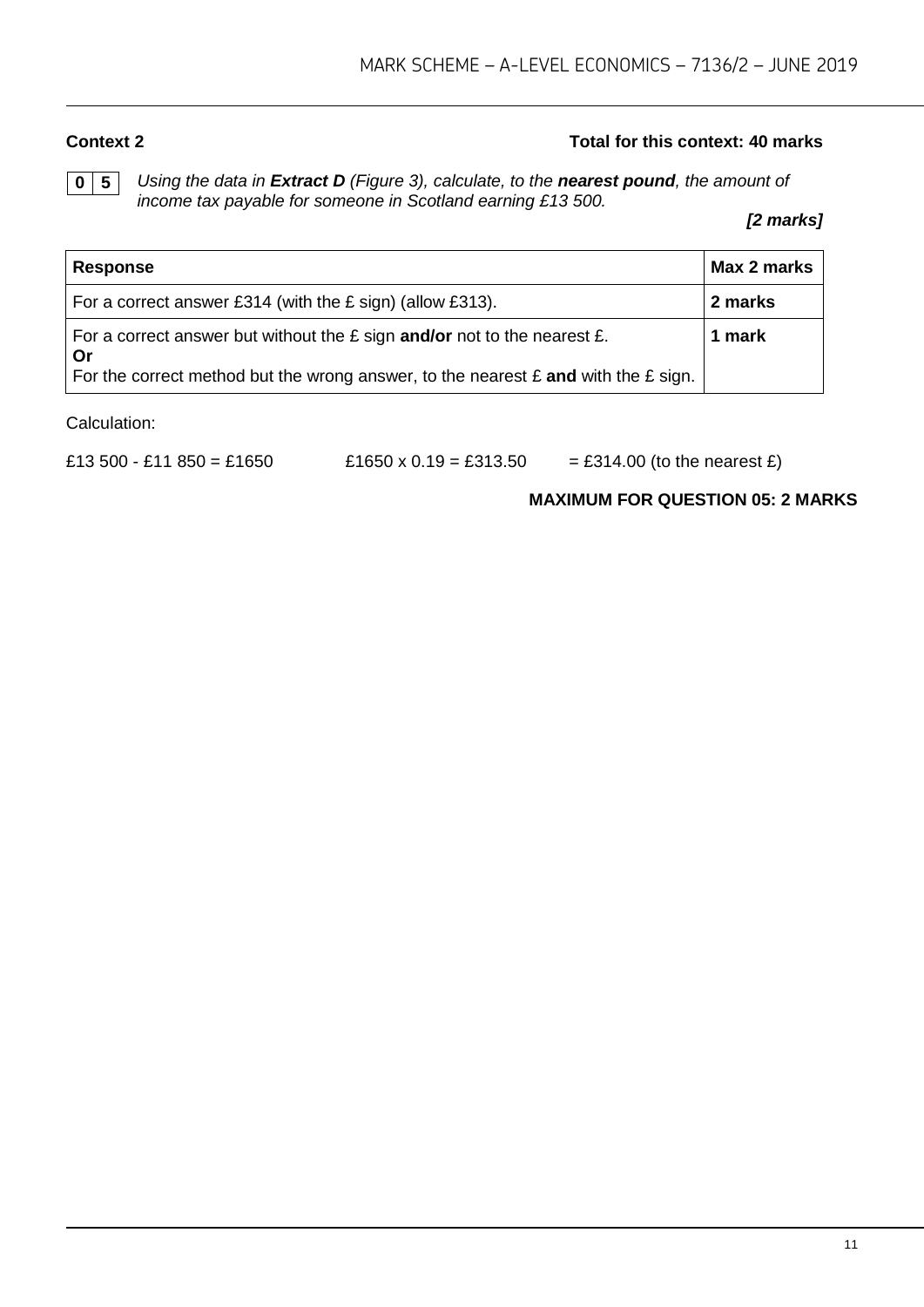**Context 2** **Total for this context: 40 marks**

**0 5** *Using the data in **Extract D** (Figure 3), calculate, to the **nearest pound**, the amount of income tax payable for someone in Scotland earning £13 500.*

***[2 marks]***

| **Response** | **Max 2 marks** |
| --- | --- |
| For a correct answer £314 (with the £ sign) (allow £313). | **2 marks** |
| For a correct answer but without the £ sign **and/or** not to the nearest £.<br>**Or**<br>For the correct method but the wrong answer, to the nearest £ **and** with the £ sign. | **1 mark** |

Calculation:

£13 500 - £11 850 = £1650 &nbsp;&nbsp;&nbsp;&nbsp; £1650 x 0.19 = £313.50 &nbsp;&nbsp;&nbsp;&nbsp; = £314.00 (to the nearest £)

**MAXIMUM FOR QUESTION 05: 2 MARKS**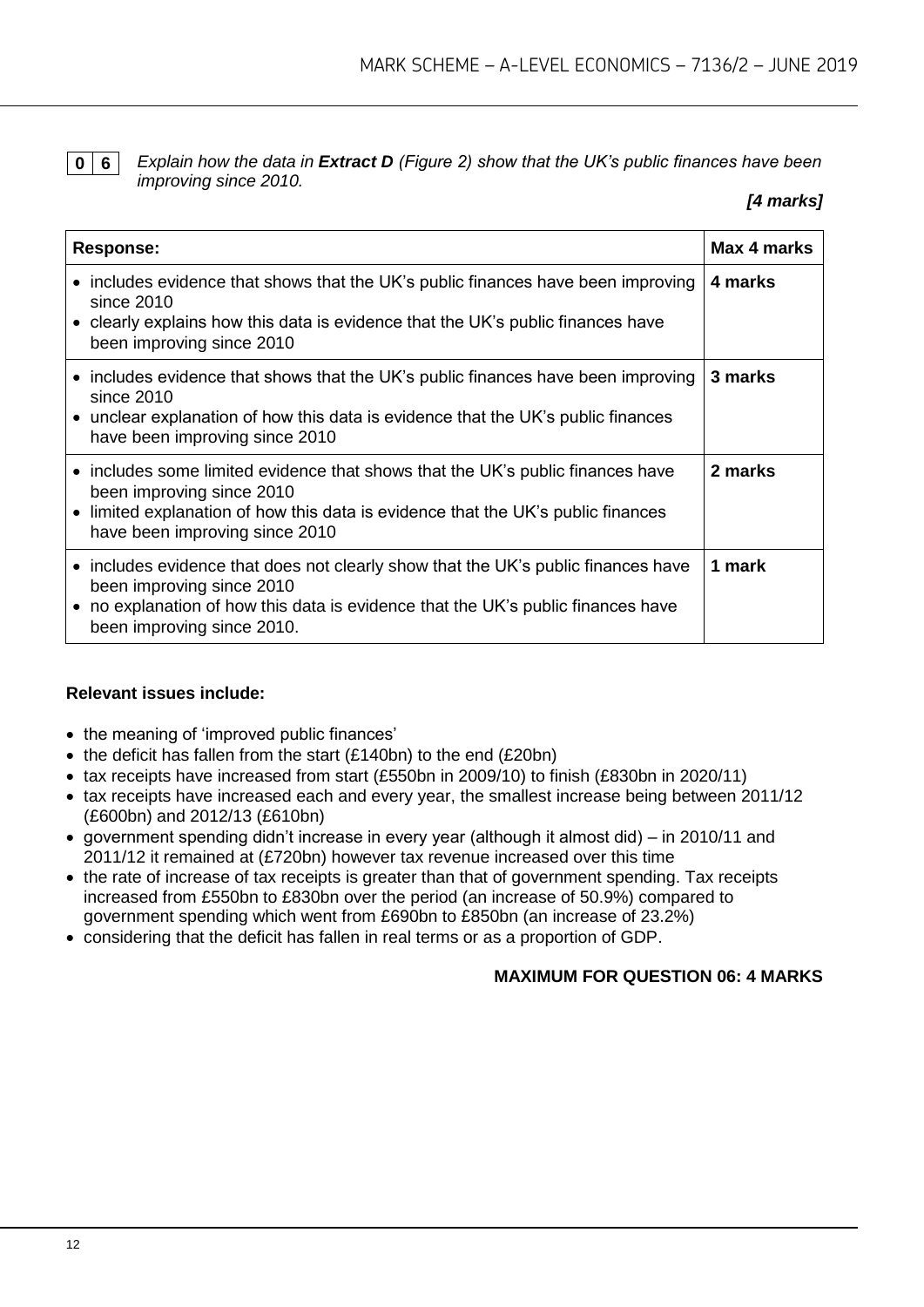**0 6** *Explain how the data in **Extract D** (Figure 2) show that the UK's public finances have been improving since 2010.*

***[4 marks]***

| **Response:** | **Max 4 marks** |
|---|---|
| • includes evidence that shows that the UK's public finances have been improving since 2010<br>• clearly explains how this data is evidence that the UK's public finances have been improving since 2010 | **4 marks** |
| • includes evidence that shows that the UK's public finances have been improving since 2010<br>• unclear explanation of how this data is evidence that the UK's public finances have been improving since 2010 | **3 marks** |
| • includes some limited evidence that shows that the UK's public finances have been improving since 2010<br>• limited explanation of how this data is evidence that the UK's public finances have been improving since 2010 | **2 marks** |
| • includes evidence that does not clearly show that the UK's public finances have been improving since 2010<br>• no explanation of how this data is evidence that the UK's public finances have been improving since 2010. | **1 mark** |

**Relevant issues include:**

- the meaning of 'improved public finances'
- the deficit has fallen from the start (£140bn) to the end (£20bn)
- tax receipts have increased from start (£550bn in 2009/10) to finish (£830bn in 2020/11)
- tax receipts have increased each and every year, the smallest increase being between 2011/12 (£600bn) and 2012/13 (£610bn)
- government spending didn't increase in every year (although it almost did) – in 2010/11 and 2011/12 it remained at (£720bn) however tax revenue increased over this time
- the rate of increase of tax receipts is greater than that of government spending. Tax receipts increased from £550bn to £830bn over the period (an increase of 50.9%) compared to government spending which went from £690bn to £850bn (an increase of 23.2%)
- considering that the deficit has fallen in real terms or as a proportion of GDP.

**MAXIMUM FOR QUESTION 06: 4 MARKS**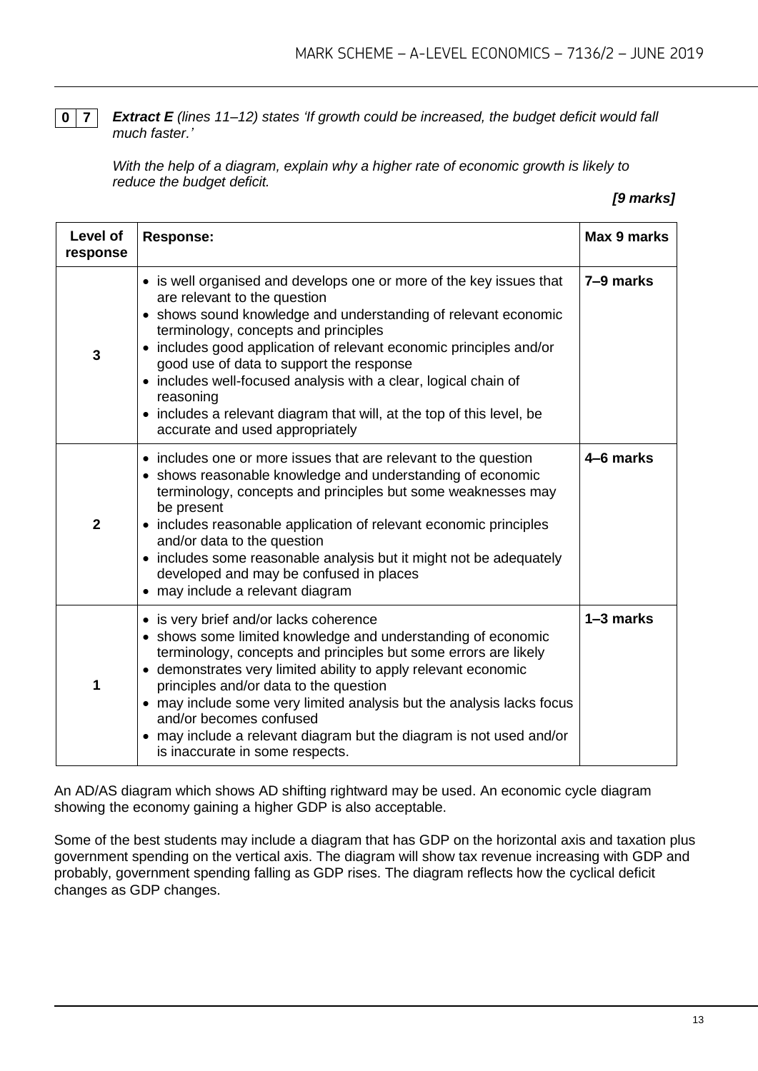**0 7** ***Extract E*** *(lines 11–12) states 'If growth could be increased, the budget deficit would fall much faster.'*

*With the help of a diagram, explain why a higher rate of economic growth is likely to reduce the budget deficit.*

***[9 marks]***

| Level of response | Response: | Max 9 marks |
|---|---|---|
| **3** | • is well organised and develops one or more of the key issues that are relevant to the question<br>• shows sound knowledge and understanding of relevant economic terminology, concepts and principles<br>• includes good application of relevant economic principles and/or good use of data to support the response<br>• includes well-focused analysis with a clear, logical chain of reasoning<br>• includes a relevant diagram that will, at the top of this level, be accurate and used appropriately | **7–9 marks** |
| **2** | • includes one or more issues that are relevant to the question<br>• shows reasonable knowledge and understanding of economic terminology, concepts and principles but some weaknesses may be present<br>• includes reasonable application of relevant economic principles and/or data to the question<br>• includes some reasonable analysis but it might not be adequately developed and may be confused in places<br>• may include a relevant diagram | **4–6 marks** |
| **1** | • is very brief and/or lacks coherence<br>• shows some limited knowledge and understanding of economic terminology, concepts and principles but some errors are likely<br>• demonstrates very limited ability to apply relevant economic principles and/or data to the question<br>• may include some very limited analysis but the analysis lacks focus and/or becomes confused<br>• may include a relevant diagram but the diagram is not used and/or is inaccurate in some respects. | **1–3 marks** |

An AD/AS diagram which shows AD shifting rightward may be used. An economic cycle diagram showing the economy gaining a higher GDP is also acceptable.

Some of the best students may include a diagram that has GDP on the horizontal axis and taxation plus government spending on the vertical axis. The diagram will show tax revenue increasing with GDP and probably, government spending falling as GDP rises. The diagram reflects how the cyclical deficit changes as GDP changes.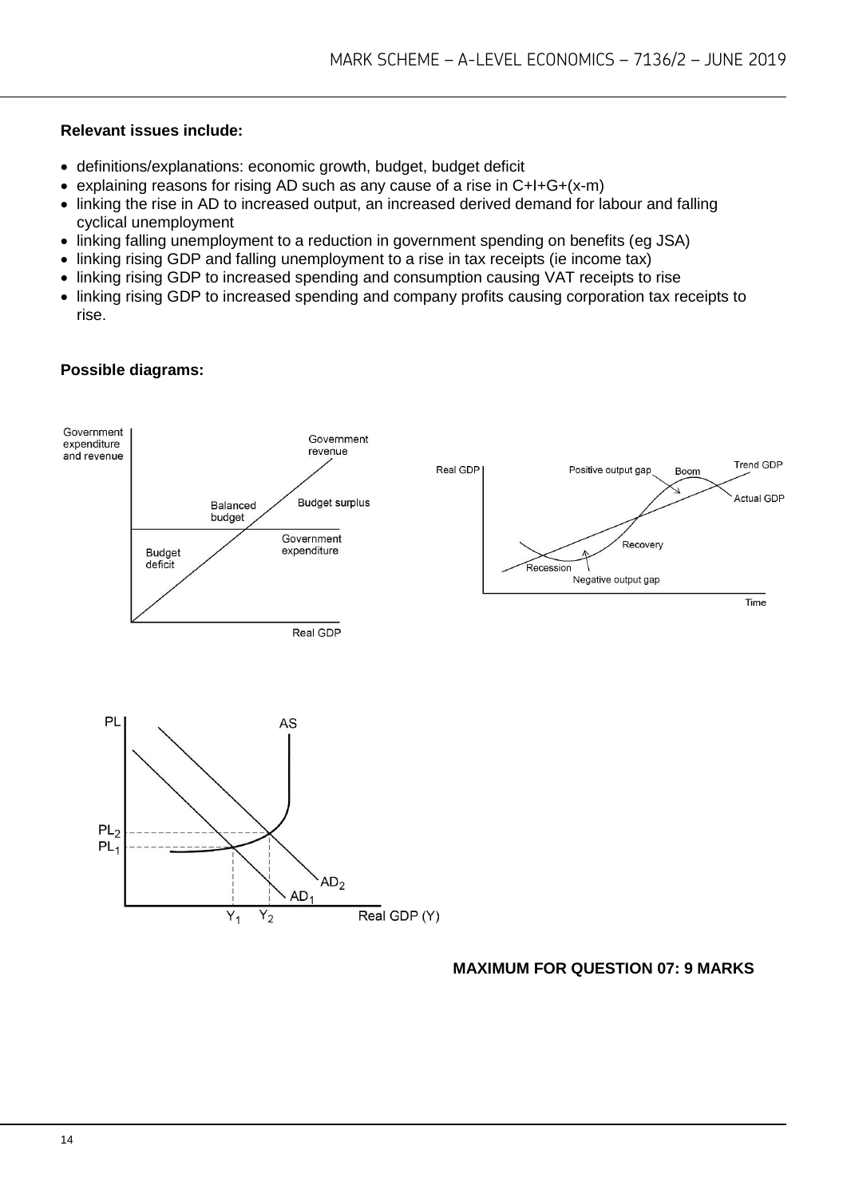**Relevant issues include:**

- definitions/explanations: economic growth, budget, budget deficit
- explaining reasons for rising AD such as any cause of a rise in C+I+G+(x-m)
- linking the rise in AD to increased output, an increased derived demand for labour and falling cyclical unemployment
- linking falling unemployment to a reduction in government spending on benefits (eg JSA)
- linking rising GDP and falling unemployment to a rise in tax receipts (ie income tax)
- linking rising GDP to increased spending and consumption causing VAT receipts to rise
- linking rising GDP to increased spending and company profits causing corporation tax receipts to rise.

**Possible diagrams:**

**MAXIMUM FOR QUESTION 07: 9 MARKS**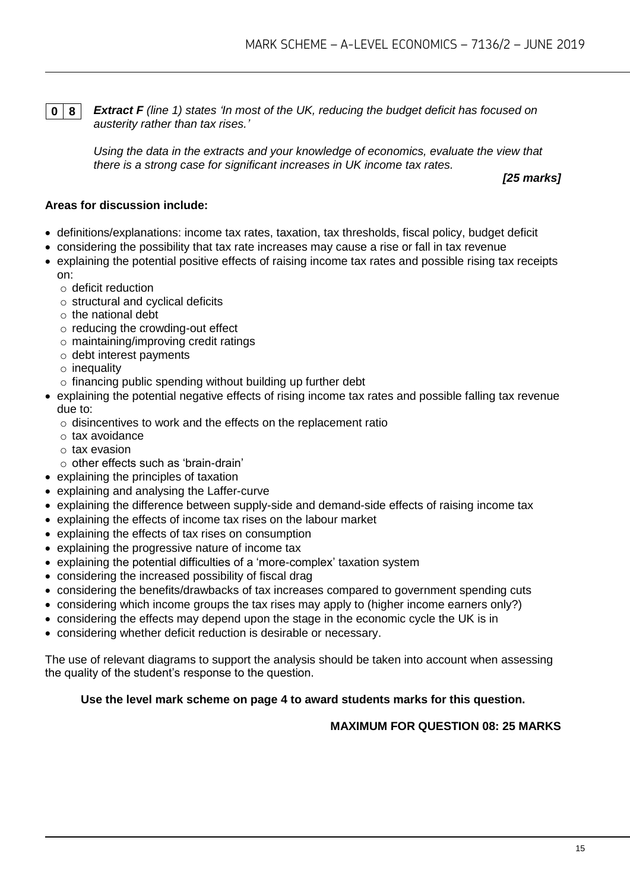**0 8** ***Extract F** (line 1) states 'In most of the UK, reducing the budget deficit has focused on austerity rather than tax rises.'*

*Using the data in the extracts and your knowledge of economics, evaluate the view that there is a strong case for significant increases in UK income tax rates.*

***[25 marks]***

**Areas for discussion include:**

- definitions/explanations: income tax rates, taxation, tax thresholds, fiscal policy, budget deficit
- considering the possibility that tax rate increases may cause a rise or fall in tax revenue
- explaining the potential positive effects of raising income tax rates and possible rising tax receipts on:
  - deficit reduction
  - structural and cyclical deficits
  - the national debt
  - reducing the crowding-out effect
  - maintaining/improving credit ratings
  - debt interest payments
  - inequality
  - financing public spending without building up further debt
- explaining the potential negative effects of rising income tax rates and possible falling tax revenue due to:
  - disincentives to work and the effects on the replacement ratio
  - tax avoidance
  - tax evasion
  - other effects such as 'brain-drain'
- explaining the principles of taxation
- explaining and analysing the Laffer-curve
- explaining the difference between supply-side and demand-side effects of raising income tax
- explaining the effects of income tax rises on the labour market
- explaining the effects of tax rises on consumption
- explaining the progressive nature of income tax
- explaining the potential difficulties of a 'more-complex' taxation system
- considering the increased possibility of fiscal drag
- considering the benefits/drawbacks of tax increases compared to government spending cuts
- considering which income groups the tax rises may apply to (higher income earners only?)
- considering the effects may depend upon the stage in the economic cycle the UK is in
- considering whether deficit reduction is desirable or necessary.

The use of relevant diagrams to support the analysis should be taken into account when assessing the quality of the student's response to the question.

**Use the level mark scheme on page 4 to award students marks for this question.**

**MAXIMUM FOR QUESTION 08: 25 MARKS**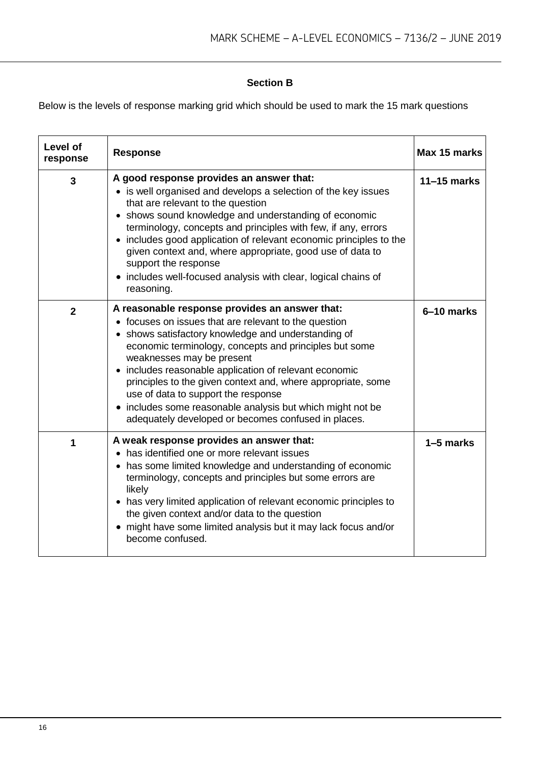## Section B

Below is the levels of response marking grid which should be used to mark the 15 mark questions

| Level of response | Response | Max 15 marks |
|---|---|---|
| **3** | **A good response provides an answer that:**<br>• is well organised and develops a selection of the key issues that are relevant to the question<br>• shows sound knowledge and understanding of economic terminology, concepts and principles with few, if any, errors<br>• includes good application of relevant economic principles to the given context and, where appropriate, good use of data to support the response<br>• includes well-focused analysis with clear, logical chains of reasoning. | **11–15 marks** |
| **2** | **A reasonable response provides an answer that:**<br>• focuses on issues that are relevant to the question<br>• shows satisfactory knowledge and understanding of economic terminology, concepts and principles but some weaknesses may be present<br>• includes reasonable application of relevant economic principles to the given context and, where appropriate, some use of data to support the response<br>• includes some reasonable analysis but which might not be adequately developed or becomes confused in places. | **6–10 marks** |
| **1** | **A weak response provides an answer that:**<br>• has identified one or more relevant issues<br>• has some limited knowledge and understanding of economic terminology, concepts and principles but some errors are likely<br>• has very limited application of relevant economic principles to the given context and/or data to the question<br>• might have some limited analysis but it may lack focus and/or become confused. | **1–5 marks** |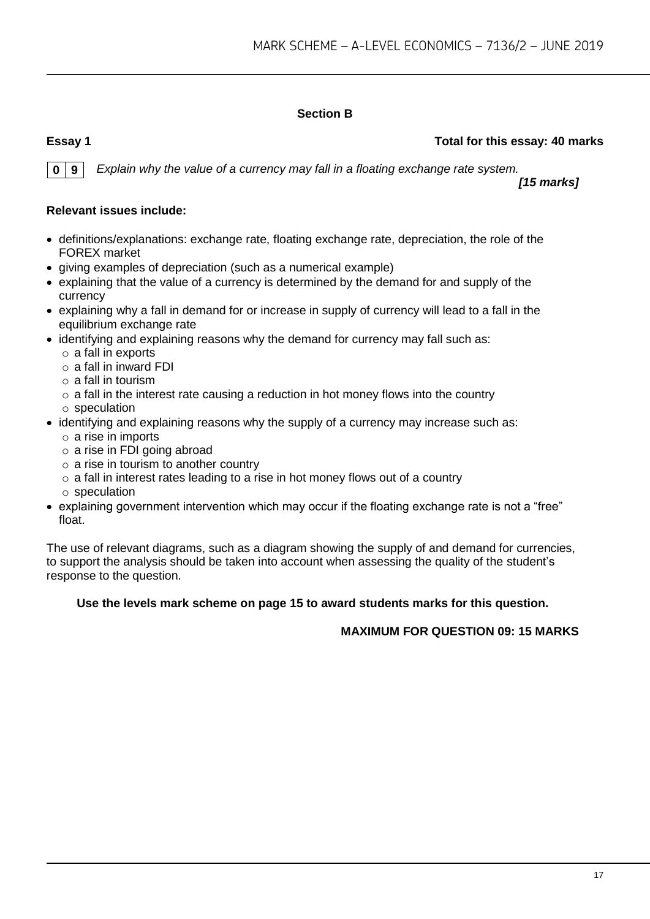## Section B

**Essay 1** **Total for this essay: 40 marks**

**0 9** *Explain why the value of a currency may fall in a floating exchange rate system.*

***[15 marks]***

**Relevant issues include:**

- definitions/explanations: exchange rate, floating exchange rate, depreciation, the role of the FOREX market
- giving examples of depreciation (such as a numerical example)
- explaining that the value of a currency is determined by the demand for and supply of the currency
- explaining why a fall in demand for or increase in supply of currency will lead to a fall in the equilibrium exchange rate
- identifying and explaining reasons why the demand for currency may fall such as:
  - a fall in exports
  - a fall in inward FDI
  - a fall in tourism
  - a fall in the interest rate causing a reduction in hot money flows into the country
  - speculation
- identifying and explaining reasons why the supply of a currency may increase such as:
  - a rise in imports
  - a rise in FDI going abroad
  - a rise in tourism to another country
  - a fall in interest rates leading to a rise in hot money flows out of a country
  - speculation
- explaining government intervention which may occur if the floating exchange rate is not a "free" float.

The use of relevant diagrams, such as a diagram showing the supply of and demand for currencies, to support the analysis should be taken into account when assessing the quality of the student's response to the question.

**Use the levels mark scheme on page 15 to award students marks for this question.**

**MAXIMUM FOR QUESTION 09: 15 MARKS**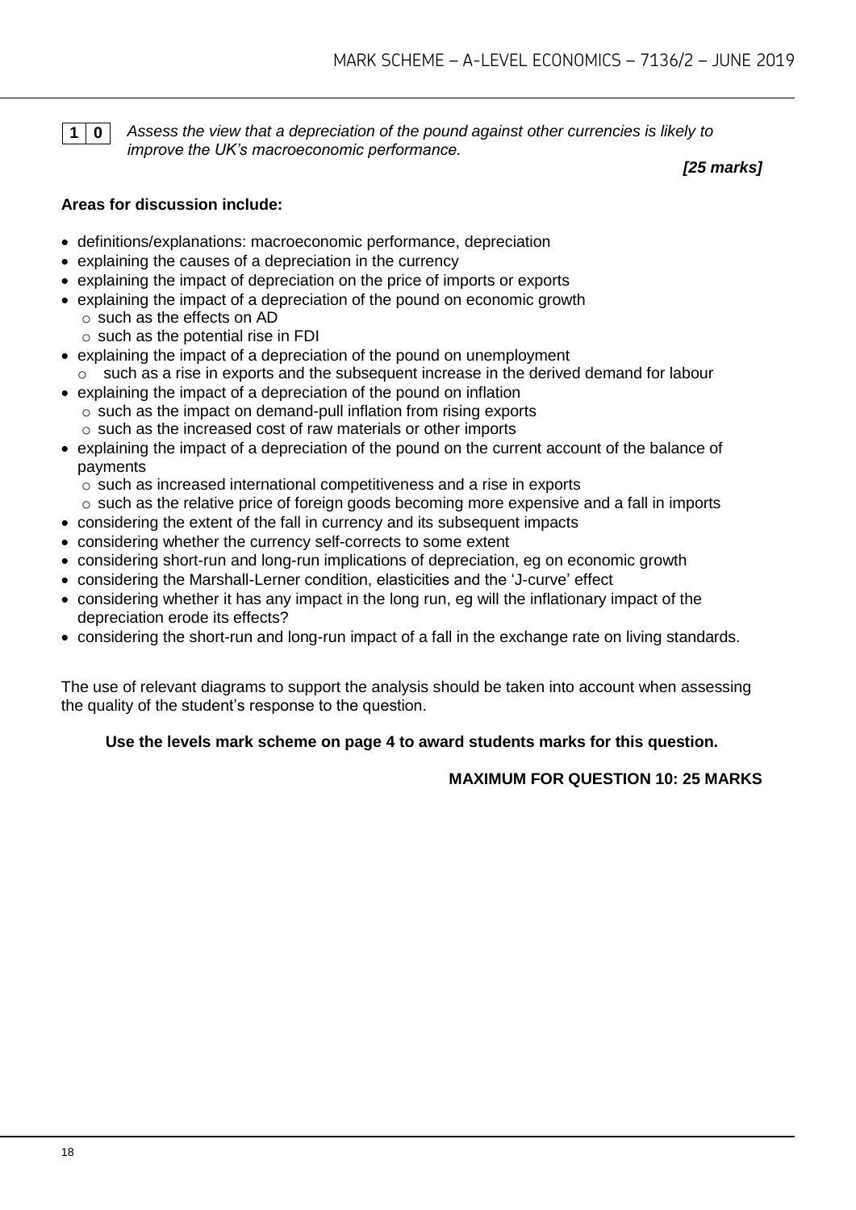**1 0** *Assess the view that a depreciation of the pound against other currencies is likely to improve the UK's macroeconomic performance.*

***[25 marks]***

**Areas for discussion include:**

- definitions/explanations: macroeconomic performance, depreciation
- explaining the causes of a depreciation in the currency
- explaining the impact of depreciation on the price of imports or exports
- explaining the impact of a depreciation of the pound on economic growth
  - such as the effects on AD
  - such as the potential rise in FDI
- explaining the impact of a depreciation of the pound on unemployment
  - such as a rise in exports and the subsequent increase in the derived demand for labour
- explaining the impact of a depreciation of the pound on inflation
  - such as the impact on demand-pull inflation from rising exports
  - such as the increased cost of raw materials or other imports
- explaining the impact of a depreciation of the pound on the current account of the balance of payments
  - such as increased international competitiveness and a rise in exports
  - such as the relative price of foreign goods becoming more expensive and a fall in imports
- considering the extent of the fall in currency and its subsequent impacts
- considering whether the currency self-corrects to some extent
- considering short-run and long-run implications of depreciation, eg on economic growth
- considering the Marshall-Lerner condition, elasticities and the 'J-curve' effect
- considering whether it has any impact in the long run, eg will the inflationary impact of the depreciation erode its effects?
- considering the short-run and long-run impact of a fall in the exchange rate on living standards.

The use of relevant diagrams to support the analysis should be taken into account when assessing the quality of the student's response to the question.

**Use the levels mark scheme on page 4 to award students marks for this question.**

**MAXIMUM FOR QUESTION 10: 25 MARKS**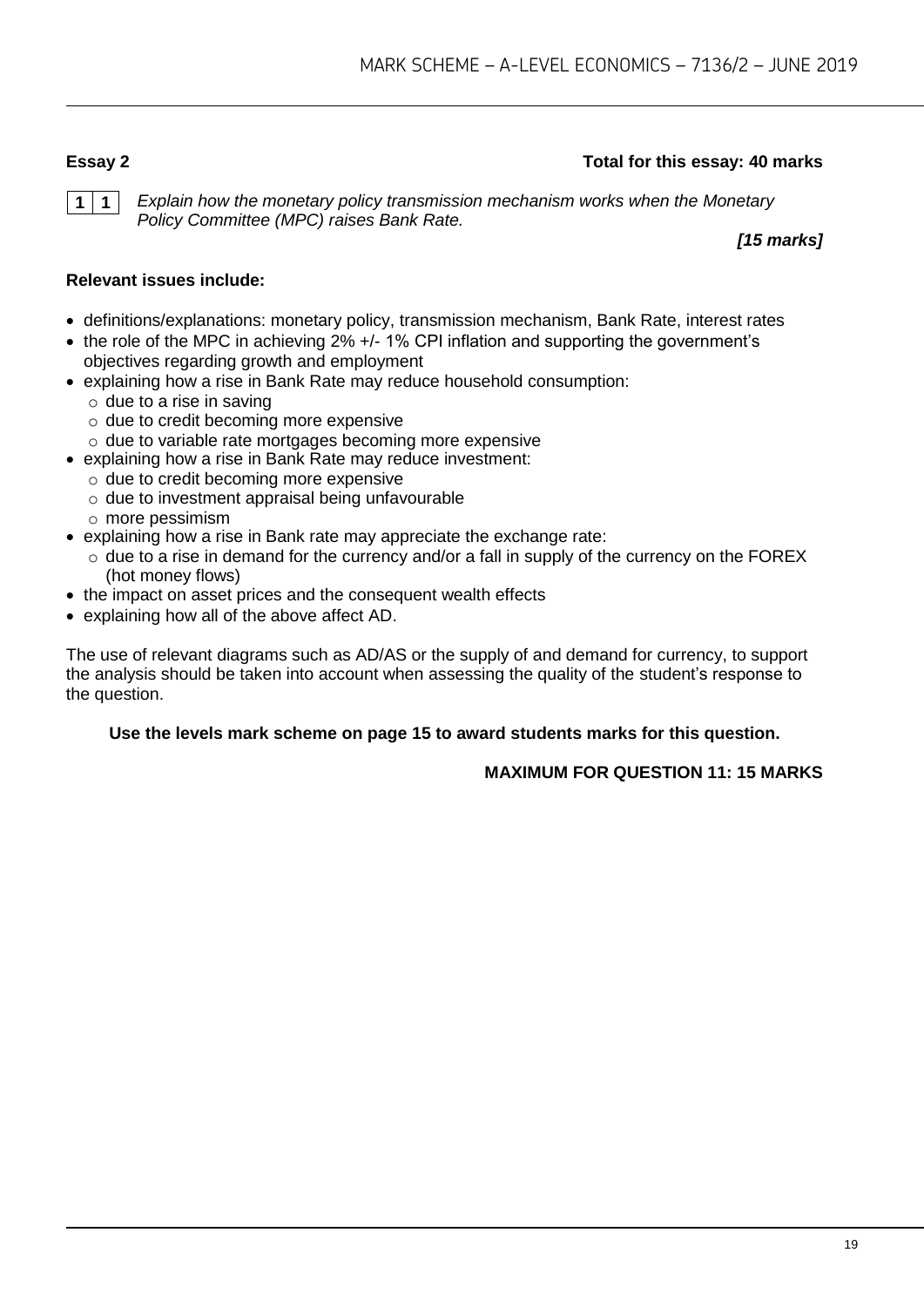**Essay 2** **Total for this essay: 40 marks**

**1 1** *Explain how the monetary policy transmission mechanism works when the Monetary Policy Committee (MPC) raises Bank Rate.*

***[15 marks]***

**Relevant issues include:**

- definitions/explanations: monetary policy, transmission mechanism, Bank Rate, interest rates
- the role of the MPC in achieving 2% +/- 1% CPI inflation and supporting the government's objectives regarding growth and employment
- explaining how a rise in Bank Rate may reduce household consumption:
  - due to a rise in saving
  - due to credit becoming more expensive
  - due to variable rate mortgages becoming more expensive
- explaining how a rise in Bank Rate may reduce investment:
  - due to credit becoming more expensive
  - due to investment appraisal being unfavourable
  - more pessimism
- explaining how a rise in Bank rate may appreciate the exchange rate:
  - due to a rise in demand for the currency and/or a fall in supply of the currency on the FOREX (hot money flows)
- the impact on asset prices and the consequent wealth effects
- explaining how all of the above affect AD.

The use of relevant diagrams such as AD/AS or the supply of and demand for currency, to support the analysis should be taken into account when assessing the quality of the student's response to the question.

**Use the levels mark scheme on page 15 to award students marks for this question.**

**MAXIMUM FOR QUESTION 11: 15 MARKS**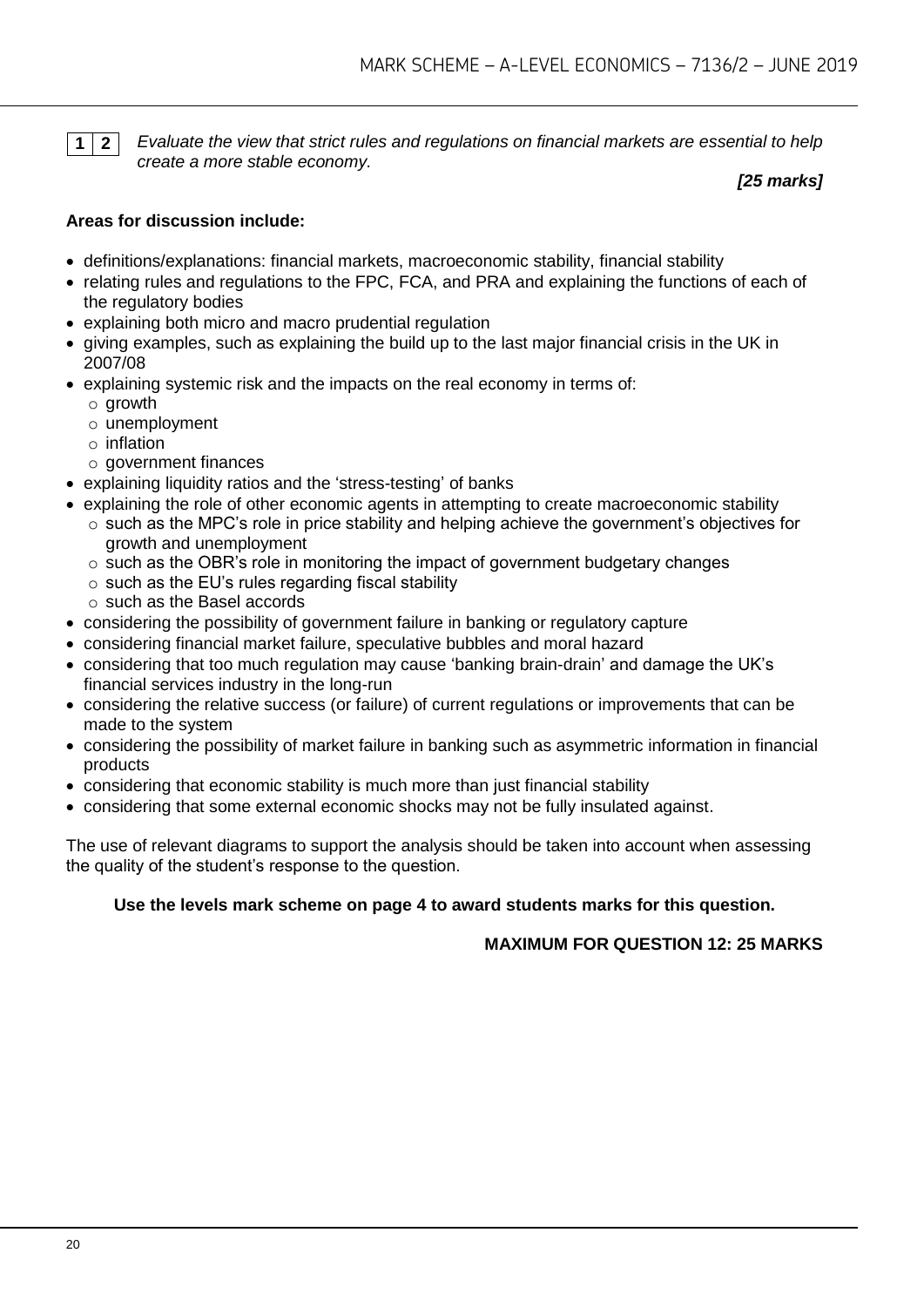**1 2** *Evaluate the view that strict rules and regulations on financial markets are essential to help create a more stable economy.*

***[25 marks]***

**Areas for discussion include:**

- definitions/explanations: financial markets, macroeconomic stability, financial stability
- relating rules and regulations to the FPC, FCA, and PRA and explaining the functions of each of the regulatory bodies
- explaining both micro and macro prudential regulation
- giving examples, such as explaining the build up to the last major financial crisis in the UK in 2007/08
- explaining systemic risk and the impacts on the real economy in terms of:
  - growth
  - unemployment
  - inflation
  - government finances
- explaining liquidity ratios and the 'stress-testing' of banks
- explaining the role of other economic agents in attempting to create macroeconomic stability
  - such as the MPC's role in price stability and helping achieve the government's objectives for growth and unemployment
  - such as the OBR's role in monitoring the impact of government budgetary changes
  - such as the EU's rules regarding fiscal stability
  - such as the Basel accords
- considering the possibility of government failure in banking or regulatory capture
- considering financial market failure, speculative bubbles and moral hazard
- considering that too much regulation may cause 'banking brain-drain' and damage the UK's financial services industry in the long-run
- considering the relative success (or failure) of current regulations or improvements that can be made to the system
- considering the possibility of market failure in banking such as asymmetric information in financial products
- considering that economic stability is much more than just financial stability
- considering that some external economic shocks may not be fully insulated against.

The use of relevant diagrams to support the analysis should be taken into account when assessing the quality of the student's response to the question.

**Use the levels mark scheme on page 4 to award students marks for this question.**

**MAXIMUM FOR QUESTION 12: 25 MARKS**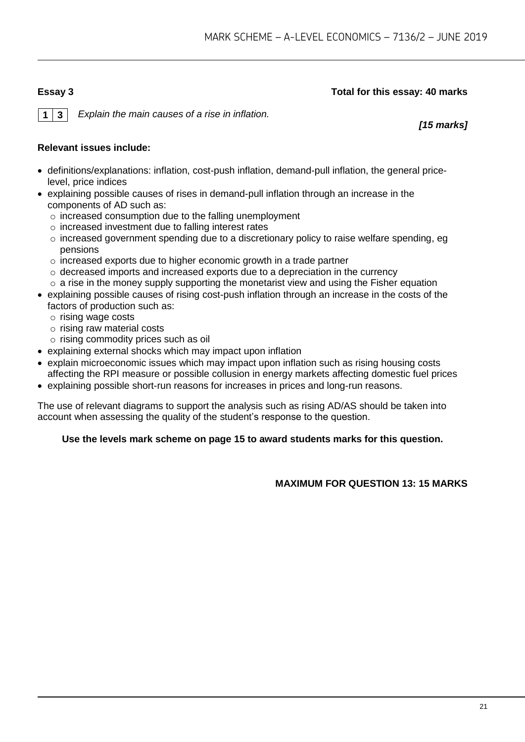**Essay 3** **Total for this essay: 40 marks**

**1 3** *Explain the main causes of a rise in inflation.*

***[15 marks]***

**Relevant issues include:**

- definitions/explanations: inflation, cost-push inflation, demand-pull inflation, the general price-level, price indices
- explaining possible causes of rises in demand-pull inflation through an increase in the components of AD such as:
  - increased consumption due to the falling unemployment
  - increased investment due to falling interest rates
  - increased government spending due to a discretionary policy to raise welfare spending, eg pensions
  - increased exports due to higher economic growth in a trade partner
  - decreased imports and increased exports due to a depreciation in the currency
  - a rise in the money supply supporting the monetarist view and using the Fisher equation
- explaining possible causes of rising cost-push inflation through an increase in the costs of the factors of production such as:
  - rising wage costs
  - rising raw material costs
  - rising commodity prices such as oil
- explaining external shocks which may impact upon inflation
- explain microeconomic issues which may impact upon inflation such as rising housing costs affecting the RPI measure or possible collusion in energy markets affecting domestic fuel prices
- explaining possible short-run reasons for increases in prices and long-run reasons.

The use of relevant diagrams to support the analysis such as rising AD/AS should be taken into account when assessing the quality of the student's response to the question.

**Use the levels mark scheme on page 15 to award students marks for this question.**

**MAXIMUM FOR QUESTION 13: 15 MARKS**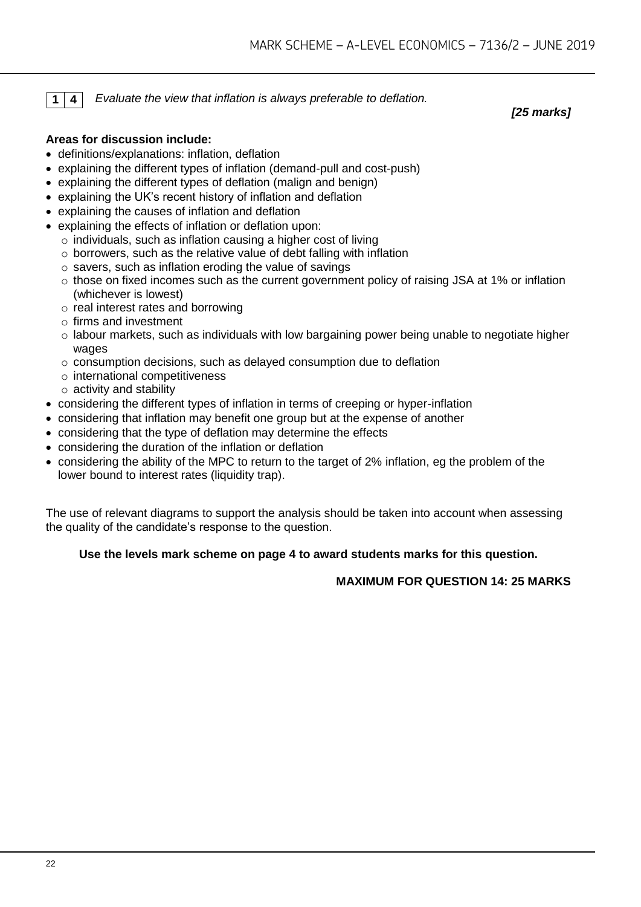**1 4** *Evaluate the view that inflation is always preferable to deflation.*

***[25 marks]***

**Areas for discussion include:**

- definitions/explanations: inflation, deflation
- explaining the different types of inflation (demand-pull and cost-push)
- explaining the different types of deflation (malign and benign)
- explaining the UK's recent history of inflation and deflation
- explaining the causes of inflation and deflation
- explaining the effects of inflation or deflation upon:
  - individuals, such as inflation causing a higher cost of living
  - borrowers, such as the relative value of debt falling with inflation
  - savers, such as inflation eroding the value of savings
  - those on fixed incomes such as the current government policy of raising JSA at 1% or inflation (whichever is lowest)
  - real interest rates and borrowing
  - firms and investment
  - labour markets, such as individuals with low bargaining power being unable to negotiate higher wages
  - consumption decisions, such as delayed consumption due to deflation
  - international competitiveness
  - activity and stability
- considering the different types of inflation in terms of creeping or hyper-inflation
- considering that inflation may benefit one group but at the expense of another
- considering that the type of deflation may determine the effects
- considering the duration of the inflation or deflation
- considering the ability of the MPC to return to the target of 2% inflation, eg the problem of the lower bound to interest rates (liquidity trap).

The use of relevant diagrams to support the analysis should be taken into account when assessing the quality of the candidate's response to the question.

**Use the levels mark scheme on page 4 to award students marks for this question.**

**MAXIMUM FOR QUESTION 14: 25 MARKS**